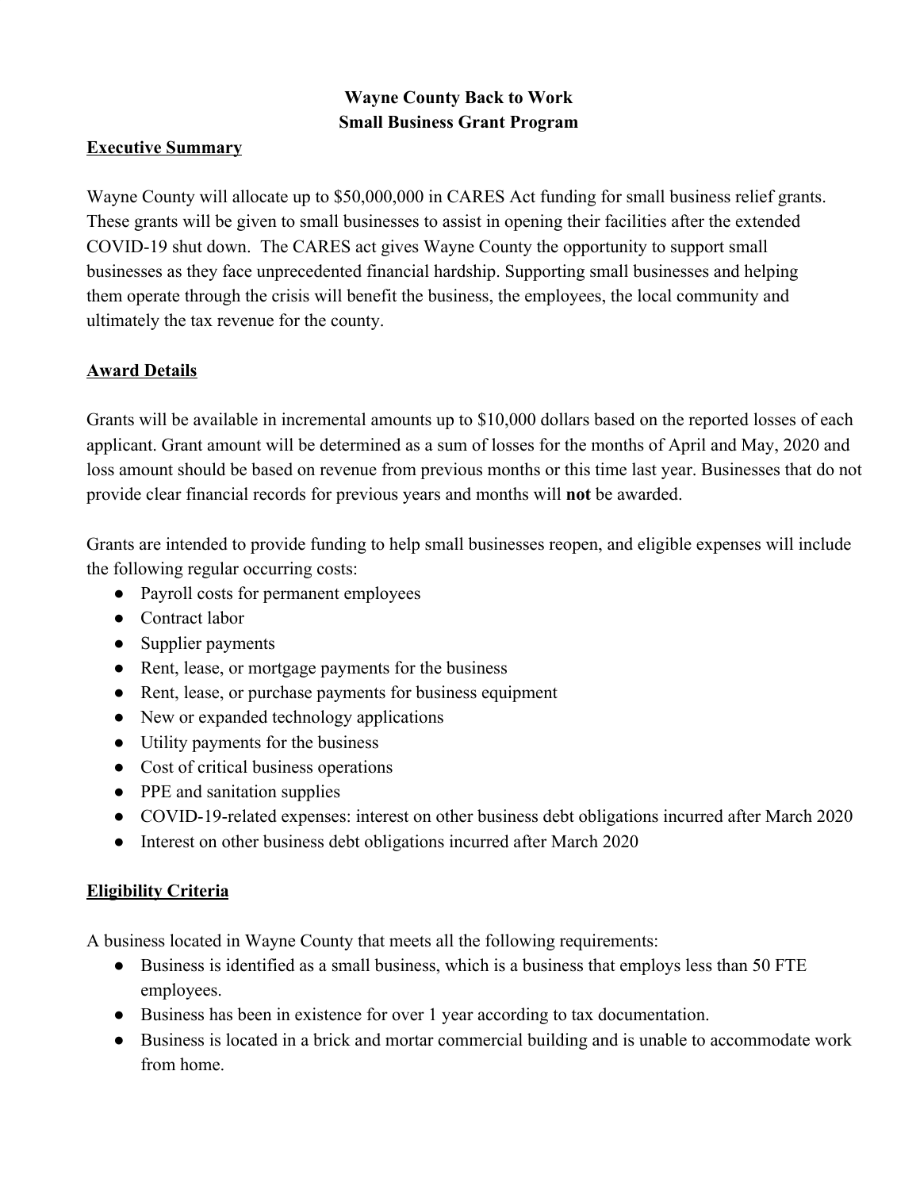# Wayne County Back to Work
# Small Business Grant Program

## Executive Summary

Wayne County will allocate up to $50,000,000 in CARES Act funding for small business relief grants. These grants will be given to small businesses to assist in opening their facilities after the extended COVID-19 shut down. The CARES act gives Wayne County the opportunity to support small businesses as they face unprecedented financial hardship. Supporting small businesses and helping them operate through the crisis will benefit the business, the employees, the local community and ultimately the tax revenue for the county.

## Award Details

Grants will be available in incremental amounts up to $10,000 dollars based on the reported losses of each applicant. Grant amount will be determined as a sum of losses for the months of April and May, 2020 and loss amount should be based on revenue from previous months or this time last year. Businesses that do not provide clear financial records for previous years and months will **not** be awarded.

Grants are intended to provide funding to help small businesses reopen, and eligible expenses will include the following regular occurring costs:

- Payroll costs for permanent employees
- Contract labor
- Supplier payments
- Rent, lease, or mortgage payments for the business
- Rent, lease, or purchase payments for business equipment
- New or expanded technology applications
- Utility payments for the business
- Cost of critical business operations
- PPE and sanitation supplies
- COVID-19-related expenses: interest on other business debt obligations incurred after March 2020
- Interest on other business debt obligations incurred after March 2020

## Eligibility Criteria

A business located in Wayne County that meets all the following requirements:

- Business is identified as a small business, which is a business that employs less than 50 FTE employees.
- Business has been in existence for over 1 year according to tax documentation.
- Business is located in a brick and mortar commercial building and is unable to accommodate work from home.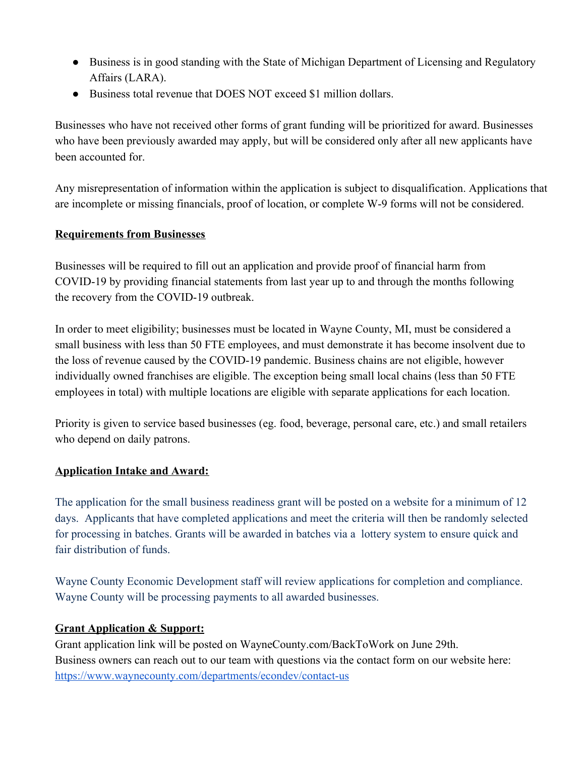- Business is in good standing with the State of Michigan Department of Licensing and Regulatory Affairs (LARA).
- Business total revenue that DOES NOT exceed $1 million dollars.

Businesses who have not received other forms of grant funding will be prioritized for award. Businesses who have been previously awarded may apply, but will be considered only after all new applicants have been accounted for.

Any misrepresentation of information within the application is subject to disqualification. Applications that are incomplete or missing financials, proof of location, or complete W-9 forms will not be considered.

**Requirements from Businesses**

Businesses will be required to fill out an application and provide proof of financial harm from COVID-19 by providing financial statements from last year up to and through the months following the recovery from the COVID-19 outbreak.

In order to meet eligibility; businesses must be located in Wayne County, MI, must be considered a small business with less than 50 FTE employees, and must demonstrate it has become insolvent due to the loss of revenue caused by the COVID-19 pandemic. Business chains are not eligible, however individually owned franchises are eligible. The exception being small local chains (less than 50 FTE employees in total) with multiple locations are eligible with separate applications for each location.

Priority is given to service based businesses (eg. food, beverage, personal care, etc.) and small retailers who depend on daily patrons.

**Application Intake and Award:**

The application for the small business readiness grant will be posted on a website for a minimum of 12 days. Applicants that have completed applications and meet the criteria will then be randomly selected for processing in batches. Grants will be awarded in batches via a lottery system to ensure quick and fair distribution of funds.

Wayne County Economic Development staff will review applications for completion and compliance. Wayne County will be processing payments to all awarded businesses.

**Grant Application & Support:**

Grant application link will be posted on WayneCounty.com/BackToWork on June 29th.
Business owners can reach out to our team with questions via the contact form on our website here: https://www.waynecounty.com/departments/econdev/contact-us